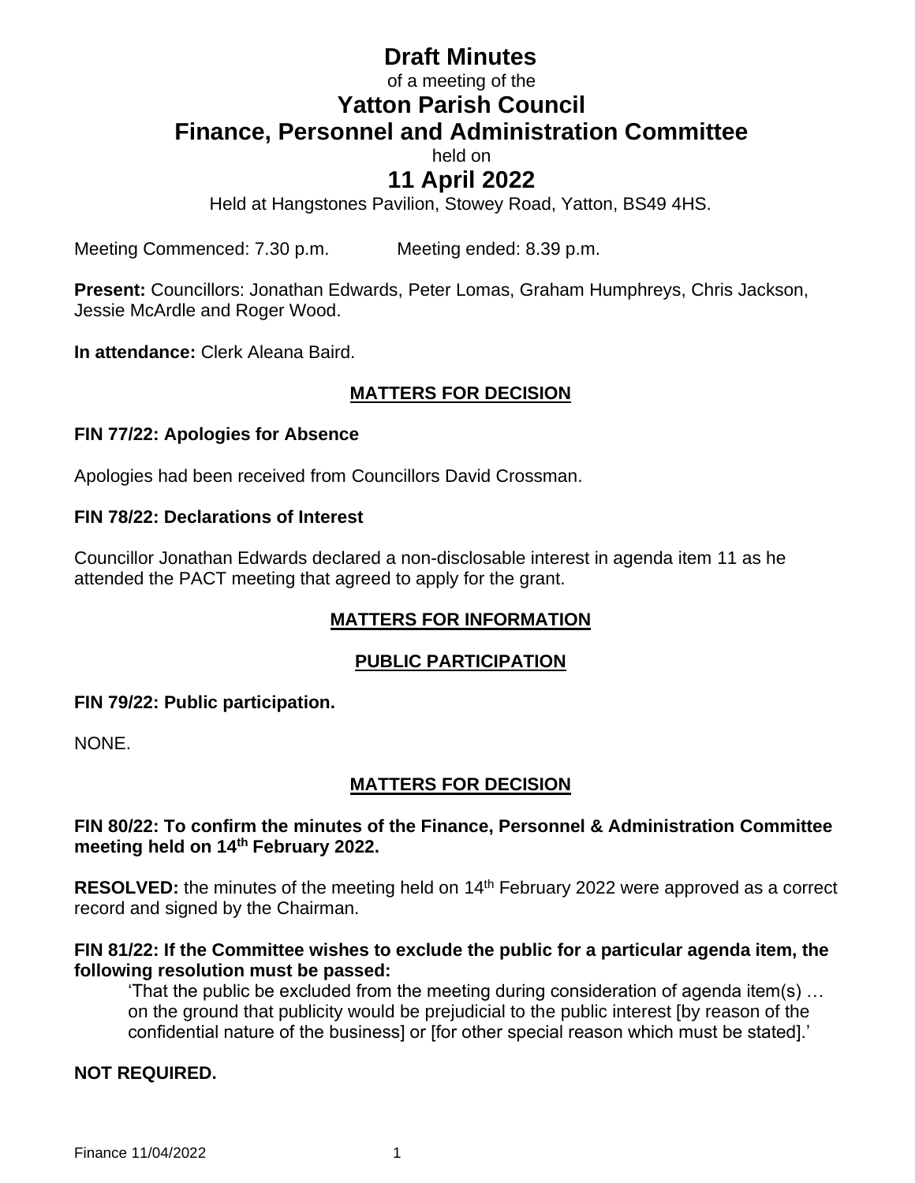# Draft Minutes

of a meeting of the

# Yatton Parish Council
# Finance, Personnel and Administration Committee

held on

## 11 April 2022

Held at Hangstones Pavilion, Stowey Road, Yatton, BS49 4HS.

Meeting Commenced: 7.30 p.m. Meeting ended: 8.39 p.m.

**Present:** Councillors: Jonathan Edwards, Peter Lomas, Graham Humphreys, Chris Jackson, Jessie McArdle and Roger Wood.

**In attendance:** Clerk Aleana Baird.

## MATTERS FOR DECISION

### FIN 77/22: Apologies for Absence

Apologies had been received from Councillors David Crossman.

### FIN 78/22: Declarations of Interest

Councillor Jonathan Edwards declared a non-disclosable interest in agenda item 11 as he attended the PACT meeting that agreed to apply for the grant.

## MATTERS FOR INFORMATION

## PUBLIC PARTICIPATION

### FIN 79/22: Public participation.

NONE.

## MATTERS FOR DECISION

### FIN 80/22: To confirm the minutes of the Finance, Personnel & Administration Committee meeting held on 14th February 2022.

**RESOLVED:** the minutes of the meeting held on 14th February 2022 were approved as a correct record and signed by the Chairman.

### FIN 81/22: If the Committee wishes to exclude the public for a particular agenda item, the following resolution must be passed:

> 'That the public be excluded from the meeting during consideration of agenda item(s) … on the ground that publicity would be prejudicial to the public interest [by reason of the confidential nature of the business] or [for other special reason which must be stated].'

**NOT REQUIRED.**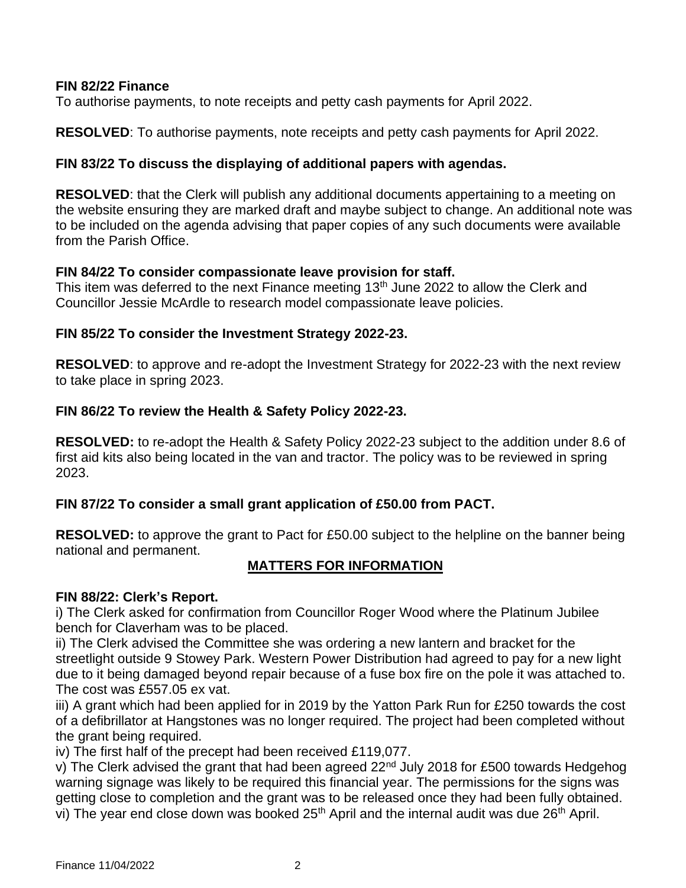**FIN 82/22 Finance**
To authorise payments, to note receipts and petty cash payments for April 2022.

**RESOLVED**: To authorise payments, note receipts and petty cash payments for April 2022.

**FIN 83/22 To discuss the displaying of additional papers with agendas.**

**RESOLVED**: that the Clerk will publish any additional documents appertaining to a meeting on the website ensuring they are marked draft and maybe subject to change. An additional note was to be included on the agenda advising that paper copies of any such documents were available from the Parish Office.

**FIN 84/22 To consider compassionate leave provision for staff.**
This item was deferred to the next Finance meeting 13th June 2022 to allow the Clerk and Councillor Jessie McArdle to research model compassionate leave policies.

**FIN 85/22 To consider the Investment Strategy 2022-23.**

**RESOLVED**: to approve and re-adopt the Investment Strategy for 2022-23 with the next review to take place in spring 2023.

**FIN 86/22 To review the Health & Safety Policy 2022-23.**

**RESOLVED:** to re-adopt the Health & Safety Policy 2022-23 subject to the addition under 8.6 of first aid kits also being located in the van and tractor. The policy was to be reviewed in spring 2023.

**FIN 87/22 To consider a small grant application of £50.00 from PACT.**

**RESOLVED:** to approve the grant to Pact for £50.00 subject to the helpline on the banner being national and permanent.

## MATTERS FOR INFORMATION

**FIN 88/22: Clerk's Report.**
i) The Clerk asked for confirmation from Councillor Roger Wood where the Platinum Jubilee bench for Claverham was to be placed.
ii) The Clerk advised the Committee she was ordering a new lantern and bracket for the streetlight outside 9 Stowey Park. Western Power Distribution had agreed to pay for a new light due to it being damaged beyond repair because of a fuse box fire on the pole it was attached to. The cost was £557.05 ex vat.
iii) A grant which had been applied for in 2019 by the Yatton Park Run for £250 towards the cost of a defibrillator at Hangstones was no longer required. The project had been completed without the grant being required.
iv) The first half of the precept had been received £119,077.
v) The Clerk advised the grant that had been agreed 22nd July 2018 for £500 towards Hedgehog warning signage was likely to be required this financial year. The permissions for the signs was getting close to completion and the grant was to be released once they had been fully obtained.
vi) The year end close down was booked 25th April and the internal audit was due 26th April.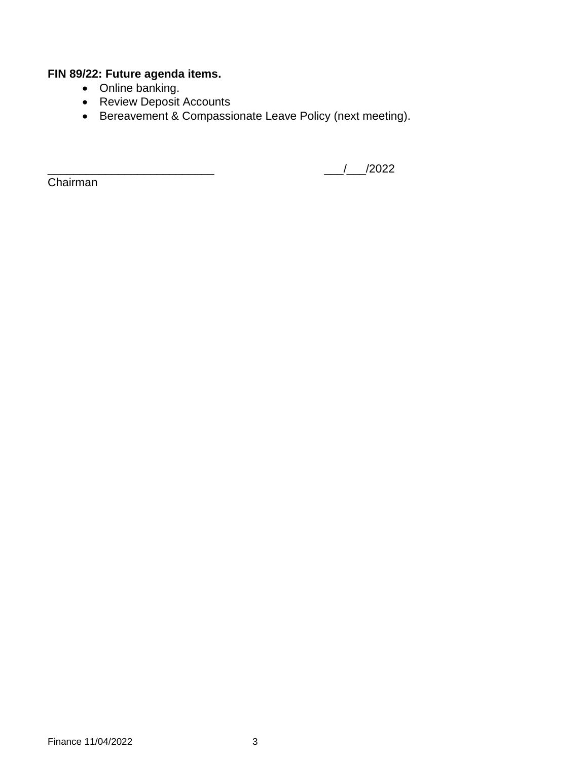**FIN 89/22: Future agenda items.**

- Online banking.
- Review Deposit Accounts
- Bereavement & Compassionate Leave Policy (next meeting).

__________________________ ___/___/2022
Chairman